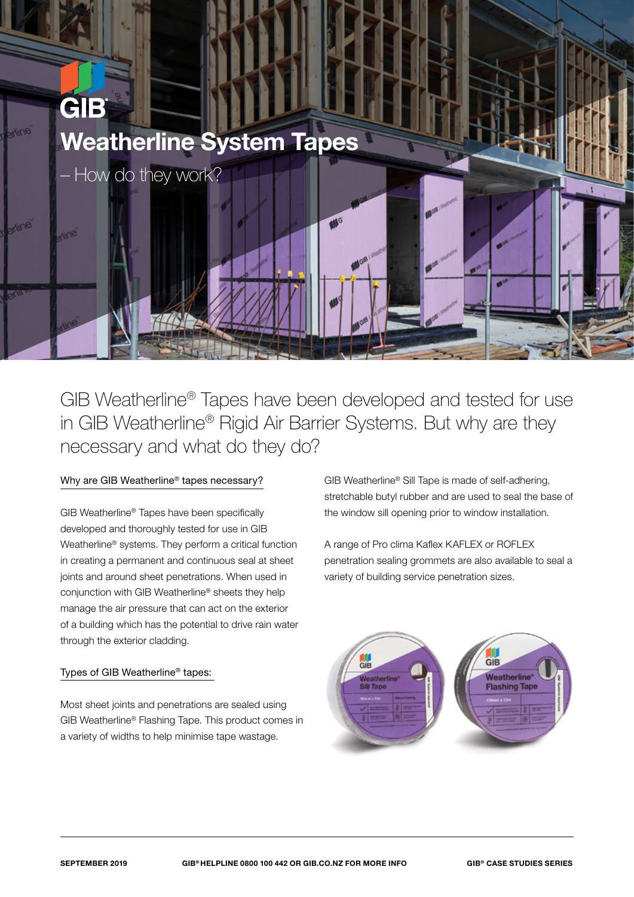GIB®

# Weatherline System Tapes

– How do they work?

GIB Weatherline® Tapes have been developed and tested for use in GIB Weatherline® Rigid Air Barrier Systems. But why are they necessary and what do they do?

## Why are GIB Weatherline® tapes necessary?

GIB Weatherline® Tapes have been specifically developed and thoroughly tested for use in GIB Weatherline® systems. They perform a critical function in creating a permanent and continuous seal at sheet joints and around sheet penetrations. When used in conjunction with GIB Weatherline® sheets they help manage the air pressure that can act on the exterior of a building which has the potential to drive rain water through the exterior cladding.

## Types of GIB Weatherline® tapes:

Most sheet joints and penetrations are sealed using GIB Weatherline® Flashing Tape. This product comes in a variety of widths to help minimise tape wastage.

GIB Weatherline® Sill Tape is made of self-adhering, stretchable butyl rubber and are used to seal the base of the window sill opening prior to window installation.

A range of Pro clima Kaflex KAFLEX or ROFLEX penetration sealing grommets are also available to seal a variety of building service penetration sizes.

SEPTEMBER 2019 GIB® HELPLINE 0800 100 442 OR GIB.CO.NZ FOR MORE INFO GIB® CASE STUDIES SERIES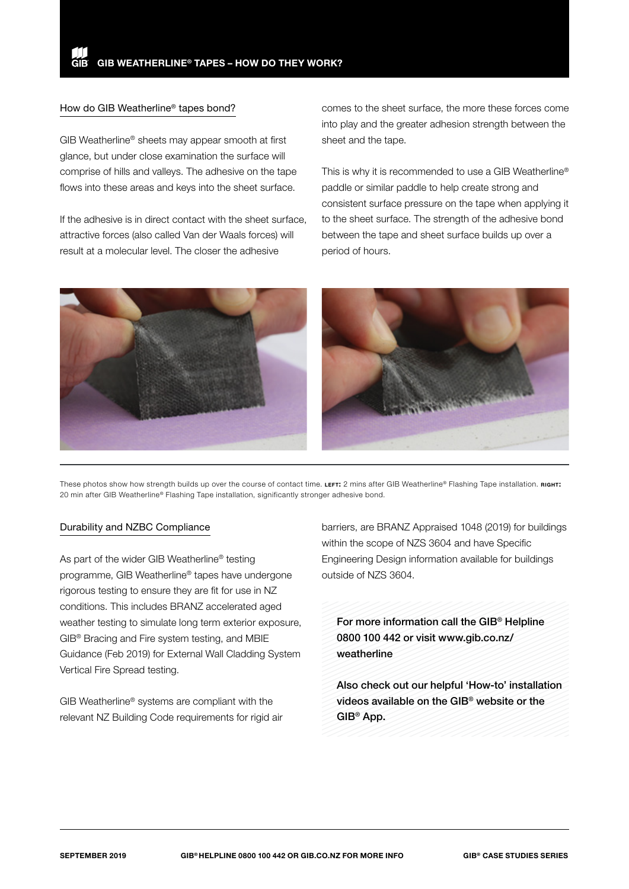# GIB WEATHERLINE® TAPES – HOW DO THEY WORK?

## How do GIB Weatherline® tapes bond?

GIB Weatherline® sheets may appear smooth at first glance, but under close examination the surface will comprise of hills and valleys. The adhesive on the tape flows into these areas and keys into the sheet surface.

If the adhesive is in direct contact with the sheet surface, attractive forces (also called Van der Waals forces) will result at a molecular level. The closer the adhesive comes to the sheet surface, the more these forces come into play and the greater adhesion strength between the sheet and the tape.

This is why it is recommended to use a GIB Weatherline® paddle or similar paddle to help create strong and consistent surface pressure on the tape when applying it to the sheet surface. The strength of the adhesive bond between the tape and sheet surface builds up over a period of hours.

These photos show how strength builds up over the course of contact time. **LEFT:** 2 mins after GIB Weatherline® Flashing Tape installation. **RIGHT:** 20 min after GIB Weatherline® Flashing Tape installation, significantly stronger adhesive bond.

## Durability and NZBC Compliance

As part of the wider GIB Weatherline® testing programme, GIB Weatherline® tapes have undergone rigorous testing to ensure they are fit for use in NZ conditions. This includes BRANZ accelerated aged weather testing to simulate long term exterior exposure, GIB® Bracing and Fire system testing, and MBIE Guidance (Feb 2019) for External Wall Cladding System Vertical Fire Spread testing.

GIB Weatherline® systems are compliant with the relevant NZ Building Code requirements for rigid air barriers, are BRANZ Appraised 1048 (2019) for buildings within the scope of NZS 3604 and have Specific Engineering Design information available for buildings outside of NZS 3604.

**For more information call the GIB® Helpline 0800 100 442 or visit www.gib.co.nz/weatherline**

**Also check out our helpful 'How-to' installation videos available on the GIB® website or the GIB® App.**